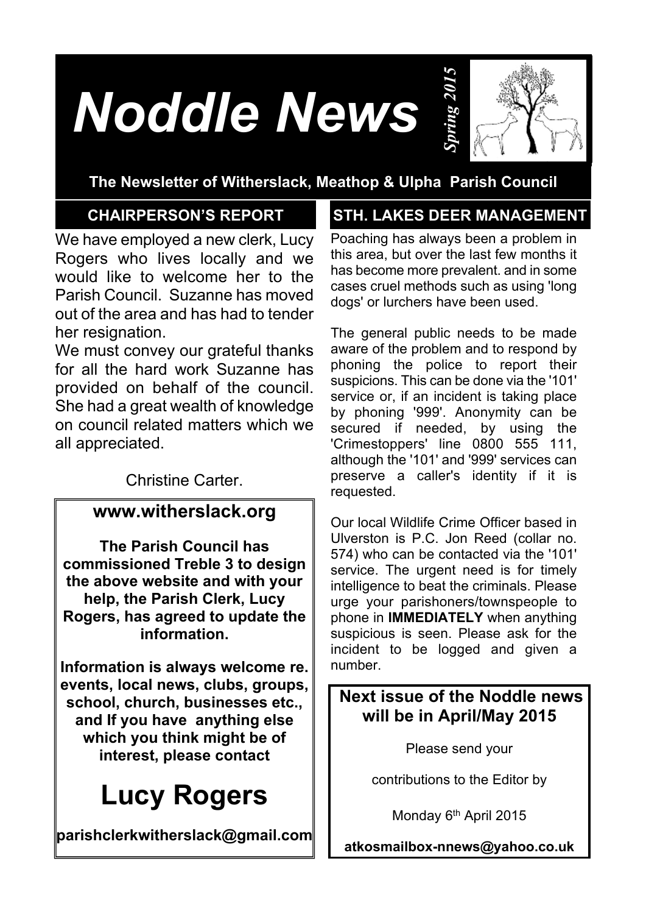# Noddle News

*Spring 2015*

**The Newsletter of Witherslack, Meathop & Ulpha Parish Council**

## CHAIRPERSON'S REPORT

We have employed a new clerk, Lucy Rogers who lives locally and we would like to welcome her to the Parish Council. Suzanne has moved out of the area and has had to tender her resignation.

We must convey our grateful thanks for all the hard work Suzanne has provided on behalf of the council. She had a great wealth of knowledge on council related matters which we all appreciated.

Christine Carter.

---

**www.witherslack.org**

**The Parish Council has commissioned Treble 3 to design the above website and with your help, the Parish Clerk, Lucy Rogers, has agreed to update the information.**

**Information is always welcome re. events, local news, clubs, groups, school, church, businesses etc., and If you have anything else which you think might be of interest, please contact**

# Lucy Rogers

**parishclerkwitherslack@gmail.com**

---

## STH. LAKES DEER MANAGEMENT

Poaching has always been a problem in this area, but over the last few months it has become more prevalent. and in some cases cruel methods such as using 'long dogs' or lurchers have been used.

The general public needs to be made aware of the problem and to respond by phoning the police to report their suspicions. This can be done via the '101' service or, if an incident is taking place by phoning '999'. Anonymity can be secured if needed, by using the 'Crimestoppers' line 0800 555 111, although the '101' and '999' services can preserve a caller's identity if it is requested.

Our local Wildlife Crime Officer based in Ulverston is P.C. Jon Reed (collar no. 574) who can be contacted via the '101' service. The urgent need is for timely intelligence to beat the criminals. Please urge your parishoners/townspeople to phone in **IMMEDIATELY** when anything suspicious is seen. Please ask for the incident to be logged and given a number.

---

**Next issue of the Noddle news will be in April/May 2015**

Please send your

contributions to the Editor by

Monday 6th April 2015

**atkosmailbox-nnews@yahoo.co.uk**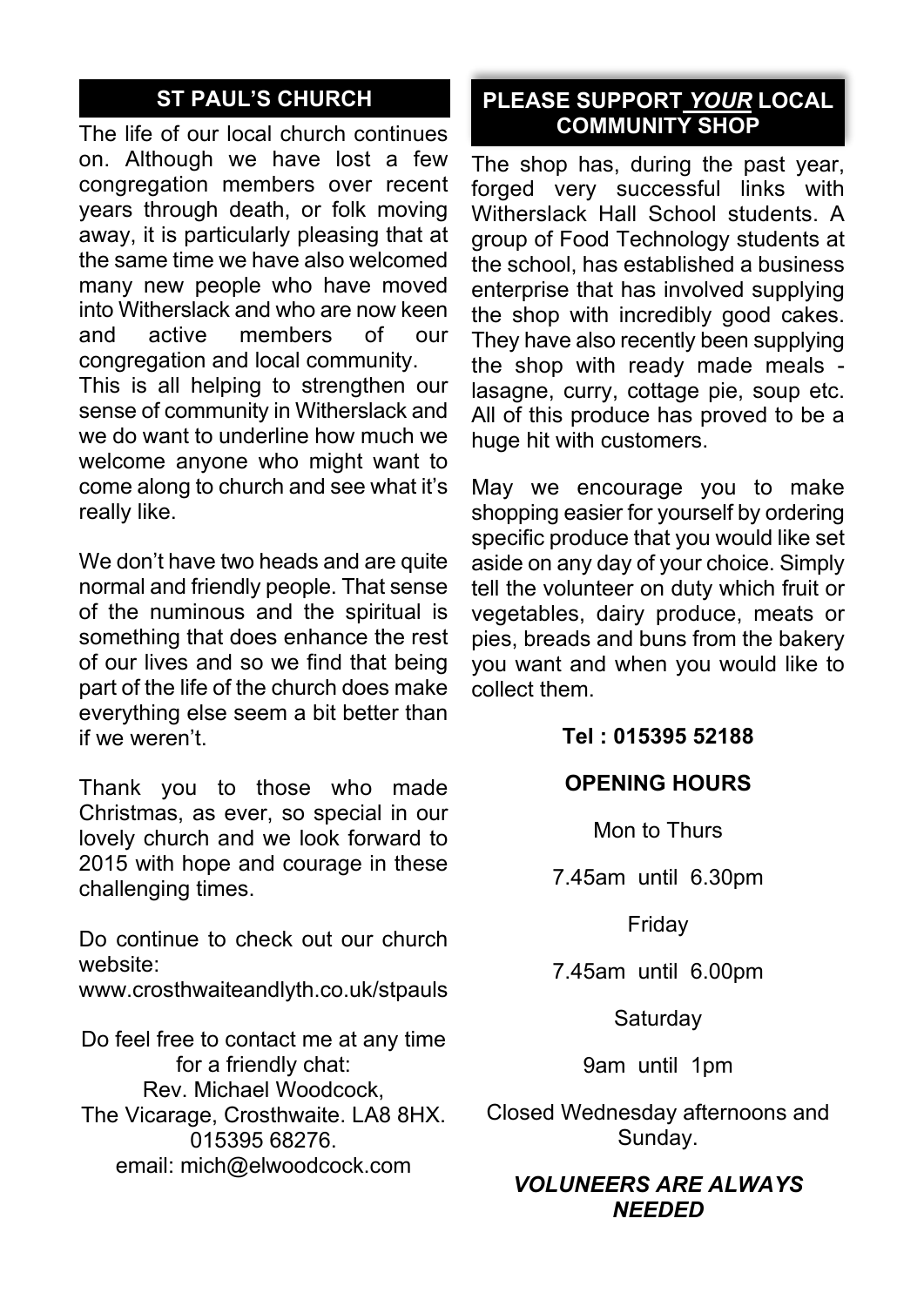## ST PAUL'S CHURCH

The life of our local church continues on. Although we have lost a few congregation members over recent years through death, or folk moving away, it is particularly pleasing that at the same time we have also welcomed many new people who have moved into Witherslack and who are now keen and active members of our congregation and local community.
This is all helping to strengthen our sense of community in Witherslack and we do want to underline how much we welcome anyone who might want to come along to church and see what it's really like.

We don't have two heads and are quite normal and friendly people. That sense of the numinous and the spiritual is something that does enhance the rest of our lives and so we find that being part of the life of the church does make everything else seem a bit better than if we weren't.

Thank you to those who made Christmas, as ever, so special in our lovely church and we look forward to 2015 with hope and courage in these challenging times.

Do continue to check out our church website:
www.crosthwaiteandlyth.co.uk/stpauls

Do feel free to contact me at any time for a friendly chat:
Rev. Michael Woodcock,
The Vicarage, Crosthwaite. LA8 8HX.
015395 68276.
email: mich@elwoodcock.com

## PLEASE SUPPORT *YOUR* LOCAL COMMUNITY SHOP

The shop has, during the past year, forged very successful links with Witherslack Hall School students. A group of Food Technology students at the school, has established a business enterprise that has involved supplying the shop with incredibly good cakes. They have also recently been supplying the shop with ready made meals - lasagne, curry, cottage pie, soup etc. All of this produce has proved to be a huge hit with customers.

May we encourage you to make shopping easier for yourself by ordering specific produce that you would like set aside on any day of your choice. Simply tell the volunteer on duty which fruit or vegetables, dairy produce, meats or pies, breads and buns from the bakery you want and when you would like to collect them.

**Tel : 015395 52188**

**OPENING HOURS**

Mon to Thurs

7.45am until 6.30pm

Friday

7.45am until 6.00pm

Saturday

9am until 1pm

Closed Wednesday afternoons and Sunday.

***VOLUNEERS ARE ALWAYS NEEDED***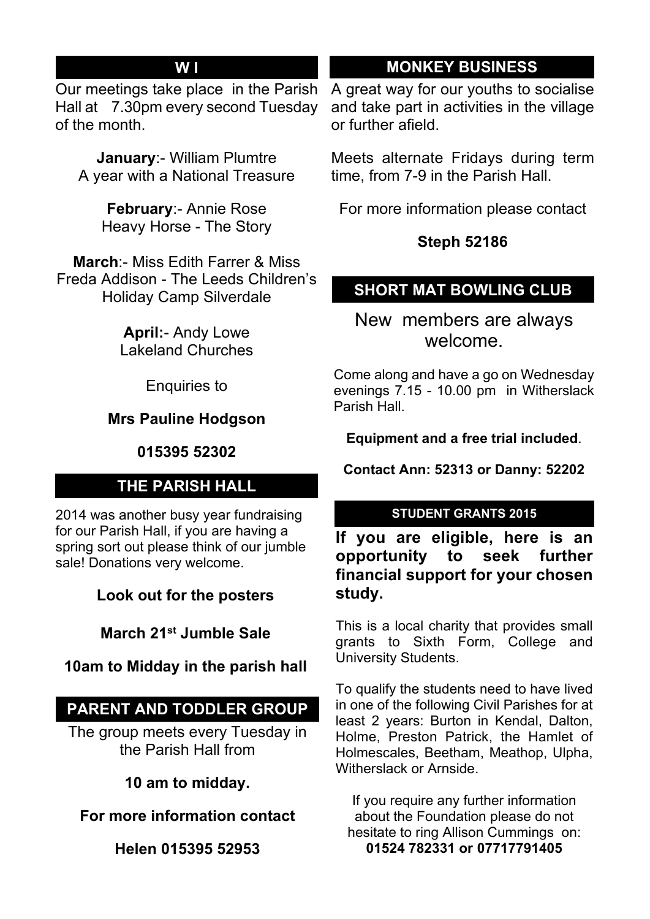## W I

Our meetings take place in the Parish Hall at 7.30pm every second Tuesday of the month.

**January**:- William Plumtre
A year with a National Treasure

**February**:- Annie Rose
Heavy Horse - The Story

**March**:- Miss Edith Farrer & Miss Freda Addison - The Leeds Children's Holiday Camp Silverdale

**April:**- Andy Lowe
Lakeland Churches

Enquiries to

**Mrs Pauline Hodgson**

**015395 52302**

## THE PARISH HALL

2014 was another busy year fundraising for our Parish Hall, if you are having a spring sort out please think of our jumble sale! Donations very welcome.

**Look out for the posters**

**March 21st Jumble Sale**

**10am to Midday in the parish hall**

## PARENT AND TODDLER GROUP

The group meets every Tuesday in the Parish Hall from

**10 am to midday.**

**For more information contact**

**Helen 015395 52953**

## MONKEY BUSINESS

A great way for our youths to socialise and take part in activities in the village or further afield.

Meets alternate Fridays during term time, from 7-9 in the Parish Hall.

For more information please contact

**Steph 52186**

## SHORT MAT BOWLING CLUB

New members are always welcome.

Come along and have a go on Wednesday evenings 7.15 - 10.00 pm in Witherslack Parish Hall.

**Equipment and a free trial included**.

**Contact Ann: 52313 or Danny: 52202**

## STUDENT GRANTS 2015

**If you are eligible, here is an opportunity to seek further financial support for your chosen study.**

This is a local charity that provides small grants to Sixth Form, College and University Students.

To qualify the students need to have lived in one of the following Civil Parishes for at least 2 years: Burton in Kendal, Dalton, Holme, Preston Patrick, the Hamlet of Holmescales, Beetham, Meathop, Ulpha, Witherslack or Arnside.

If you require any further information about the Foundation please do not hesitate to ring Allison Cummings on: **01524 782331 or 07717791405**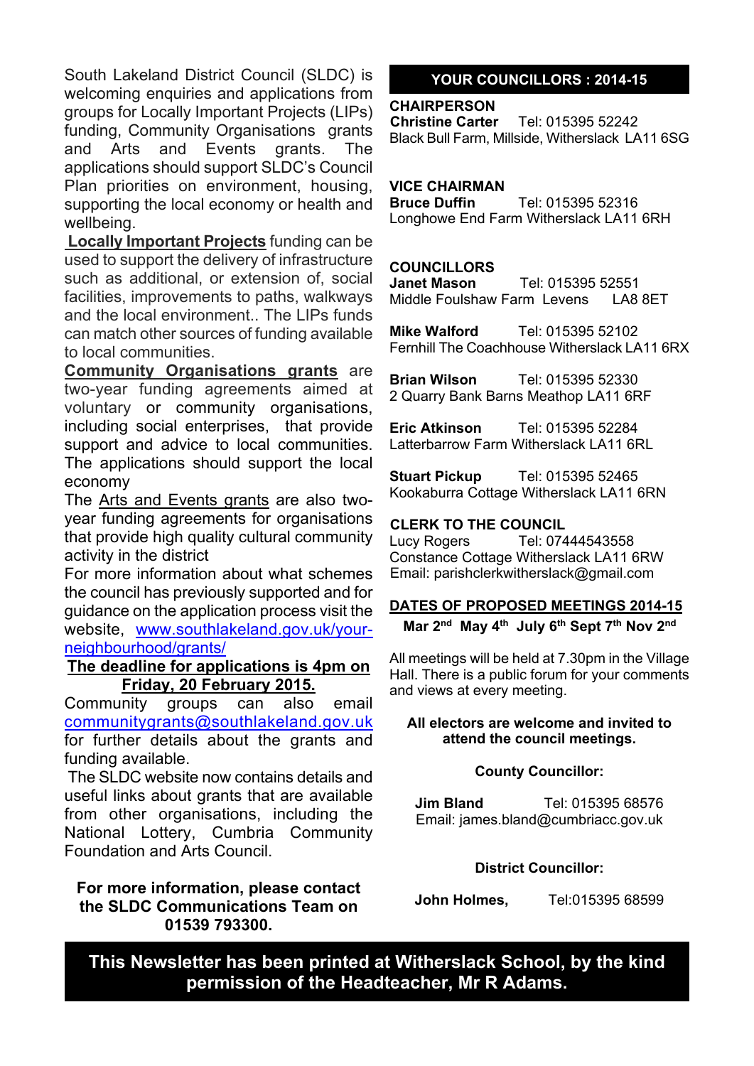South Lakeland District Council (SLDC) is welcoming enquiries and applications from groups for Locally Important Projects (LIPs) funding, Community Organisations grants and Arts and Events grants. The applications should support SLDC's Council Plan priorities on environment, housing, supporting the local economy or health and wellbeing.

**Locally Important Projects** funding can be used to support the delivery of infrastructure such as additional, or extension of, social facilities, improvements to paths, walkways and the local environment.. The LIPs funds can match other sources of funding available to local communities.

**Community Organisations grants** are two-year funding agreements aimed at voluntary or community organisations, including social enterprises, that provide support and advice to local communities. The applications should support the local economy

The Arts and Events grants are also two-year funding agreements for organisations that provide high quality cultural community activity in the district

For more information about what schemes the council has previously supported and for guidance on the application process visit the website, www.southlakeland.gov.uk/your-neighbourhood/grants/

**The deadline for applications is 4pm on Friday, 20 February 2015.**

Community groups can also email communitygrants@southlakeland.gov.uk for further details about the grants and funding available.

The SLDC website now contains details and useful links about grants that are available from other organisations, including the National Lottery, Cumbria Community Foundation and Arts Council.

**For more information, please contact the SLDC Communications Team on 01539 793300.**

## YOUR COUNCILLORS : 2014-15

**CHAIRPERSON**
**Christine Carter** Tel: 015395 52242
Black Bull Farm, Millside, Witherslack LA11 6SG

**VICE CHAIRMAN**
**Bruce Duffin** Tel: 015395 52316
Longhowe End Farm Witherslack LA11 6RH

**COUNCILLORS**
**Janet Mason** Tel: 015395 52551
Middle Foulshaw Farm Levens LA8 8ET

**Mike Walford** Tel: 015395 52102
Fernhill The Coachhouse Witherslack LA11 6RX

**Brian Wilson** Tel: 015395 52330
2 Quarry Bank Barns Meathop LA11 6RF

**Eric Atkinson** Tel: 015395 52284
Latterbarrow Farm Witherslack LA11 6RL

**Stuart Pickup** Tel: 015395 52465
Kookaburra Cottage Witherslack LA11 6RN

**CLERK TO THE COUNCIL**
Lucy Rogers Tel: 07444543558
Constance Cottage Witherslack LA11 6RW
Email: parishclerkwitherslack@gmail.com

**DATES OF PROPOSED MEETINGS 2014-15**

**Mar 2nd May 4th July 6th Sept 7th Nov 2nd**

All meetings will be held at 7.30pm in the Village Hall. There is a public forum for your comments and views at every meeting.

**All electors are welcome and invited to attend the council meetings.**

**County Councillor:**

**Jim Bland** Tel: 015395 68576
Email: james.bland@cumbriacc.gov.uk

**District Councillor:**

**John Holmes,** Tel:015395 68599

**This Newsletter has been printed at Witherslack School, by the kind permission of the Headteacher, Mr R Adams.**